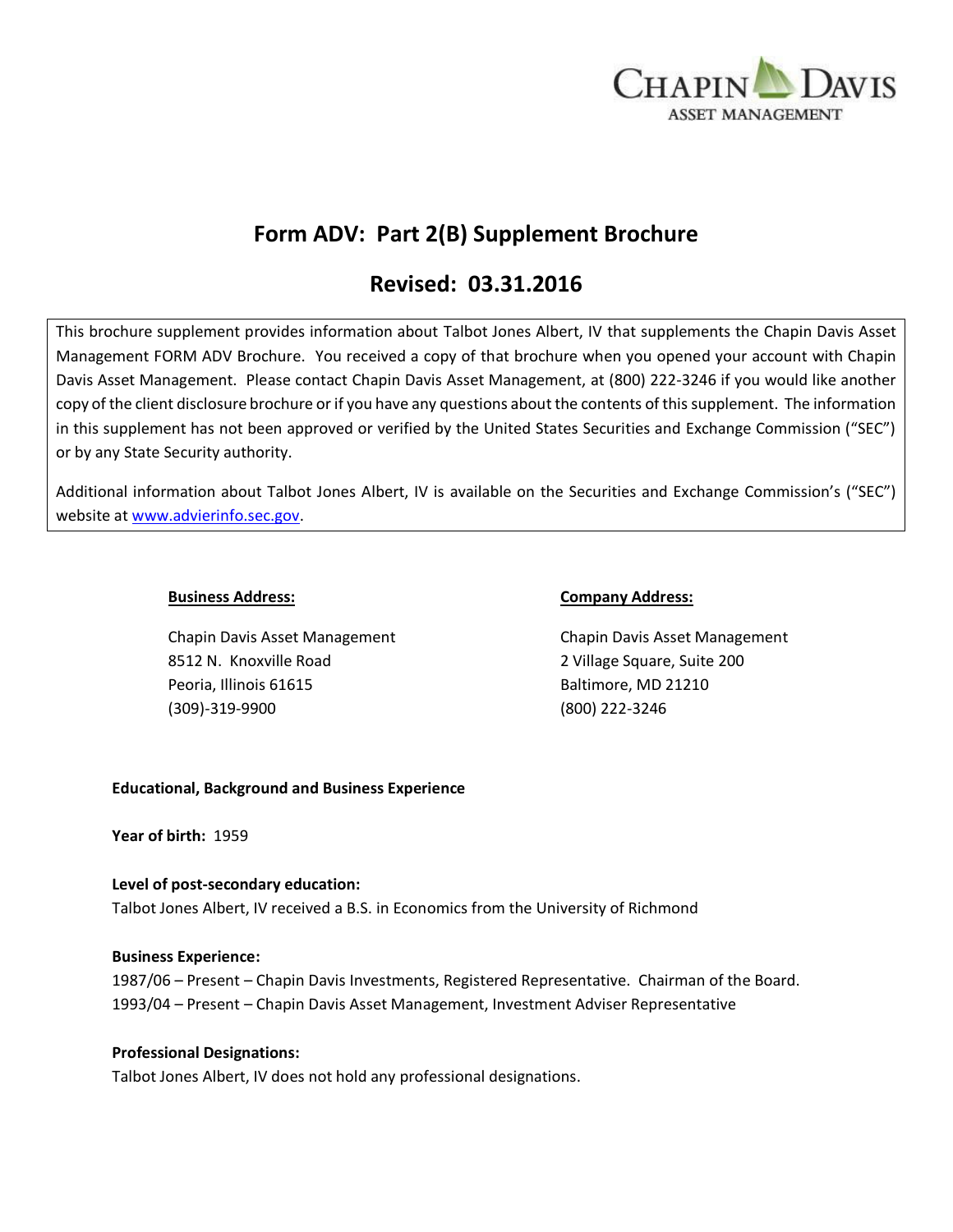# Form ADV: Part 2(B) Supplement Brochure

## Revised: 03.31.2016

This brochure supplement provides information about Talbot Jones Albert, IV that supplements the Chapin Davis Asset Management FORM ADV Brochure. You received a copy of that brochure when you opened your account with Chapin Davis Asset Management. Please contact Chapin Davis Asset Management, at (800) 222-3246 if you would like another copy of the client disclosure brochure or if you have any questions about the contents of this supplement. The information in this supplement has not been approved or verified by the United States Securities and Exchange Commission ("SEC") or by any State Security authority.

Additional information about Talbot Jones Albert, IV is available on the Securities and Exchange Commission's ("SEC") website at www.advierinfo.sec.gov.

**Business Address:**

Chapin Davis Asset Management
8512 N. Knoxville Road
Peoria, Illinois 61615
(309)-319-9900

**Company Address:**

Chapin Davis Asset Management
2 Village Square, Suite 200
Baltimore, MD 21210
(800) 222-3246

**Educational, Background and Business Experience**

**Year of birth:** 1959

**Level of post-secondary education:**
Talbot Jones Albert, IV received a B.S. in Economics from the University of Richmond

**Business Experience:**
1987/06 – Present – Chapin Davis Investments, Registered Representative. Chairman of the Board.
1993/04 – Present – Chapin Davis Asset Management, Investment Adviser Representative

**Professional Designations:**
Talbot Jones Albert, IV does not hold any professional designations.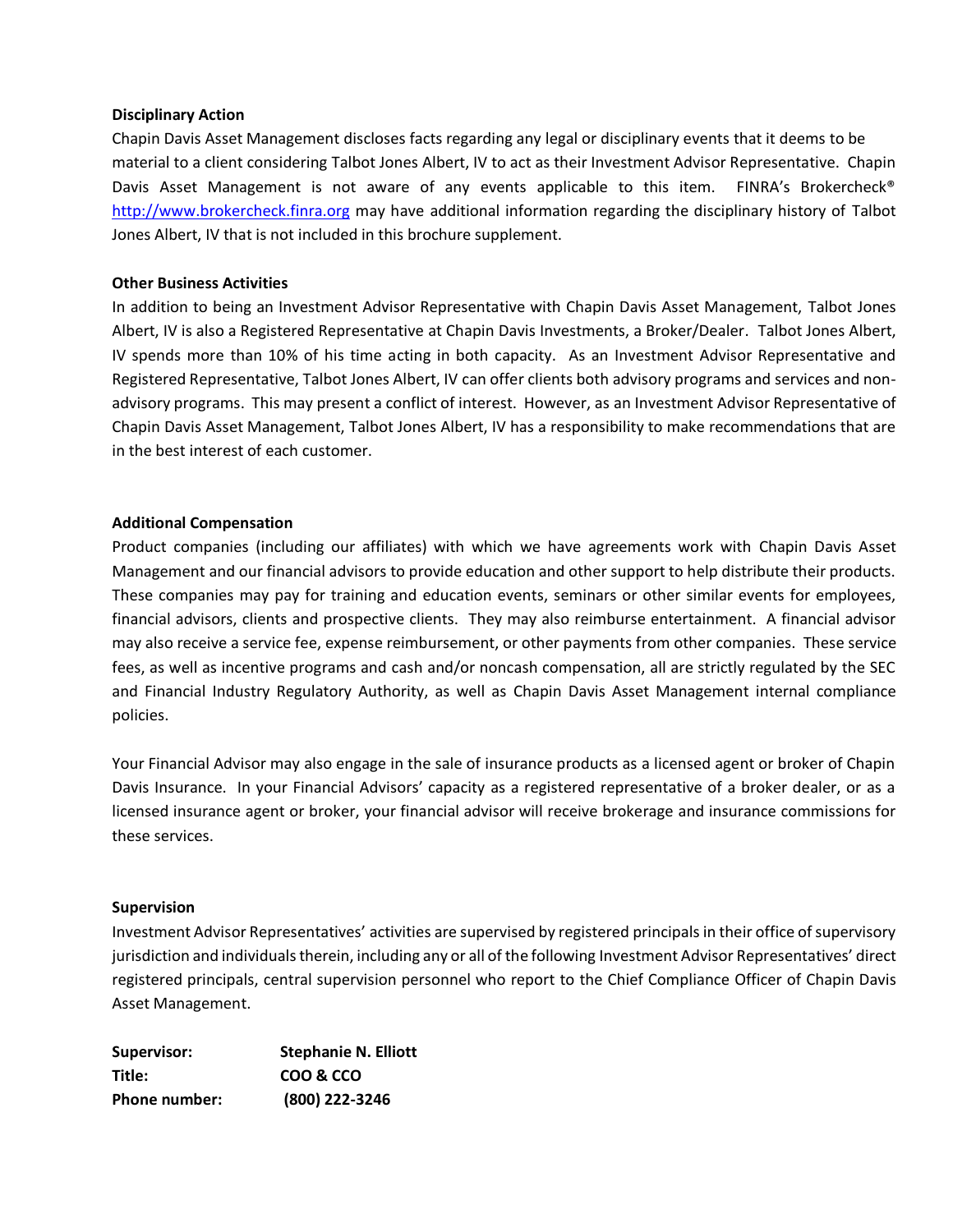### Disciplinary Action

Chapin Davis Asset Management discloses facts regarding any legal or disciplinary events that it deems to be material to a client considering Talbot Jones Albert, IV to act as their Investment Advisor Representative. Chapin Davis Asset Management is not aware of any events applicable to this item. FINRA's Brokercheck® http://www.brokercheck.finra.org may have additional information regarding the disciplinary history of Talbot Jones Albert, IV that is not included in this brochure supplement.

### Other Business Activities

In addition to being an Investment Advisor Representative with Chapin Davis Asset Management, Talbot Jones Albert, IV is also a Registered Representative at Chapin Davis Investments, a Broker/Dealer. Talbot Jones Albert, IV spends more than 10% of his time acting in both capacity. As an Investment Advisor Representative and Registered Representative, Talbot Jones Albert, IV can offer clients both advisory programs and services and non-advisory programs. This may present a conflict of interest. However, as an Investment Advisor Representative of Chapin Davis Asset Management, Talbot Jones Albert, IV has a responsibility to make recommendations that are in the best interest of each customer.

### Additional Compensation

Product companies (including our affiliates) with which we have agreements work with Chapin Davis Asset Management and our financial advisors to provide education and other support to help distribute their products. These companies may pay for training and education events, seminars or other similar events for employees, financial advisors, clients and prospective clients. They may also reimburse entertainment. A financial advisor may also receive a service fee, expense reimbursement, or other payments from other companies. These service fees, as well as incentive programs and cash and/or noncash compensation, all are strictly regulated by the SEC and Financial Industry Regulatory Authority, as well as Chapin Davis Asset Management internal compliance policies.

Your Financial Advisor may also engage in the sale of insurance products as a licensed agent or broker of Chapin Davis Insurance. In your Financial Advisors' capacity as a registered representative of a broker dealer, or as a licensed insurance agent or broker, your financial advisor will receive brokerage and insurance commissions for these services.

### Supervision

Investment Advisor Representatives' activities are supervised by registered principals in their office of supervisory jurisdiction and individuals therein, including any or all of the following Investment Advisor Representatives' direct registered principals, central supervision personnel who report to the Chief Compliance Officer of Chapin Davis Asset Management.

**Supervisor:** **Stephanie N. Elliott**
**Title:** **COO & CCO**
**Phone number:** **(800) 222-3246**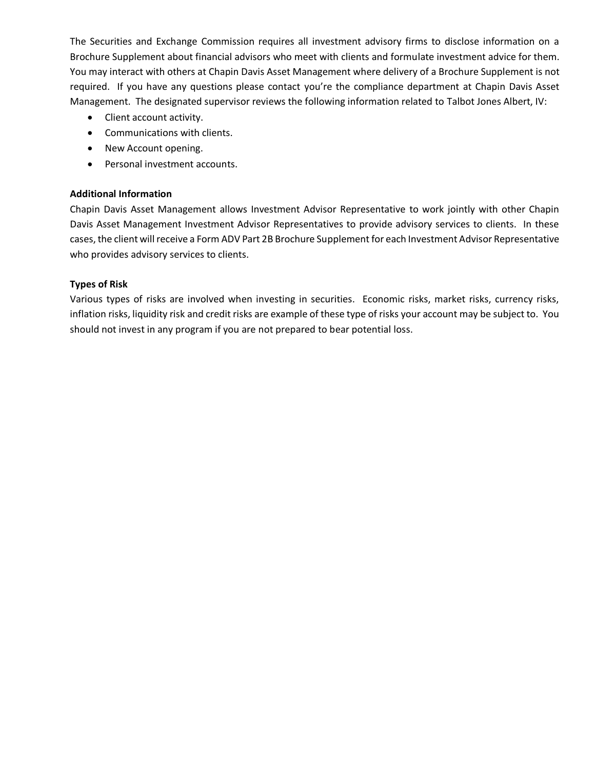The Securities and Exchange Commission requires all investment advisory firms to disclose information on a Brochure Supplement about financial advisors who meet with clients and formulate investment advice for them. You may interact with others at Chapin Davis Asset Management where delivery of a Brochure Supplement is not required. If you have any questions please contact you're the compliance department at Chapin Davis Asset Management. The designated supervisor reviews the following information related to Talbot Jones Albert, IV:

- Client account activity.
- Communications with clients.
- New Account opening.
- Personal investment accounts.

**Additional Information**

Chapin Davis Asset Management allows Investment Advisor Representative to work jointly with other Chapin Davis Asset Management Investment Advisor Representatives to provide advisory services to clients. In these cases, the client will receive a Form ADV Part 2B Brochure Supplement for each Investment Advisor Representative who provides advisory services to clients.

**Types of Risk**

Various types of risks are involved when investing in securities. Economic risks, market risks, currency risks, inflation risks, liquidity risk and credit risks are example of these type of risks your account may be subject to. You should not invest in any program if you are not prepared to bear potential loss.